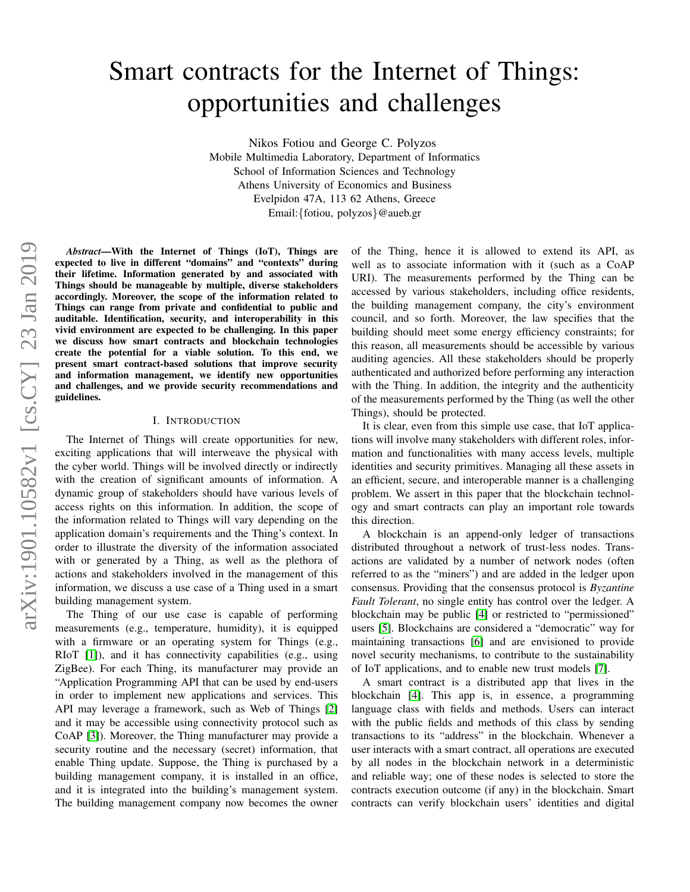# Smart contracts for the Internet of Things: opportunities and challenges

Nikos Fotiou and George C. Polyzos
Mobile Multimedia Laboratory, Department of Informatics
School of Information Sciences and Technology
Athens University of Economics and Business
Evelpidon 47A, 113 62 Athens, Greece
Email:{fotiou, polyzos}@aueb.gr

***Abstract*—With the Internet of Things (IoT), Things are expected to live in different "domains" and "contexts" during their lifetime. Information generated by and associated with Things should be manageable by multiple, diverse stakeholders accordingly. Moreover, the scope of the information related to Things can range from private and confidential to public and auditable. Identification, security, and interoperability in this vivid environment are expected to be challenging. In this paper we discuss how smart contracts and blockchain technologies create the potential for a viable solution. To this end, we present smart contract-based solutions that improve security and information management, we identify new opportunities and challenges, and we provide security recommendations and guidelines.**

## I. Introduction

The Internet of Things will create opportunities for new, exciting applications that will interweave the physical with the cyber world. Things will be involved directly or indirectly with the creation of significant amounts of information. A dynamic group of stakeholders should have various levels of access rights on this information. In addition, the scope of the information related to Things will vary depending on the application domain's requirements and the Thing's context. In order to illustrate the diversity of the information associated with or generated by a Thing, as well as the plethora of actions and stakeholders involved in the management of this information, we discuss a use case of a Thing used in a smart building management system.

The Thing of our use case is capable of performing measurements (e.g., temperature, humidity), it is equipped with a firmware or an operating system for Things (e.g., RIoT [1]), and it has connectivity capabilities (e.g., using ZigBee). For each Thing, its manufacturer may provide an "Application Programming API that can be used by end-users in order to implement new applications and services. This API may leverage a framework, such as Web of Things [2] and it may be accessible using connectivity protocol such as CoAP [3]). Moreover, the Thing manufacturer may provide a security routine and the necessary (secret) information, that enable Thing update. Suppose, the Thing is purchased by a building management company, it is installed in an office, and it is integrated into the building's management system. The building management company now becomes the owner of the Thing, hence it is allowed to extend its API, as well as to associate information with it (such as a CoAP URI). The measurements performed by the Thing can be accessed by various stakeholders, including office residents, the building management company, the city's environment council, and so forth. Moreover, the law specifies that the building should meet some energy efficiency constraints; for this reason, all measurements should be accessible by various auditing agencies. All these stakeholders should be properly authenticated and authorized before performing any interaction with the Thing. In addition, the integrity and the authenticity of the measurements performed by the Thing (as well the other Things), should be protected.

It is clear, even from this simple use case, that IoT applications will involve many stakeholders with different roles, information and functionalities with many access levels, multiple identities and security primitives. Managing all these assets in an efficient, secure, and interoperable manner is a challenging problem. We assert in this paper that the blockchain technology and smart contracts can play an important role towards this direction.

A blockchain is an append-only ledger of transactions distributed throughout a network of trust-less nodes. Transactions are validated by a number of network nodes (often referred to as the "miners") and are added in the ledger upon consensus. Providing that the consensus protocol is *Byzantine Fault Tolerant*, no single entity has control over the ledger. A blockchain may be public [4] or restricted to "permissioned" users [5]. Blockchains are considered a "democratic" way for maintaining transactions [6] and are envisioned to provide novel security mechanisms, to contribute to the sustainability of IoT applications, and to enable new trust models [7].

A smart contract is a distributed app that lives in the blockchain [4]. This app is, in essence, a programming language class with fields and methods. Users can interact with the public fields and methods of this class by sending transactions to its "address" in the blockchain. Whenever a user interacts with a smart contract, all operations are executed by all nodes in the blockchain network in a deterministic and reliable way; one of these nodes is selected to store the contracts execution outcome (if any) in the blockchain. Smart contracts can verify blockchain users' identities and digital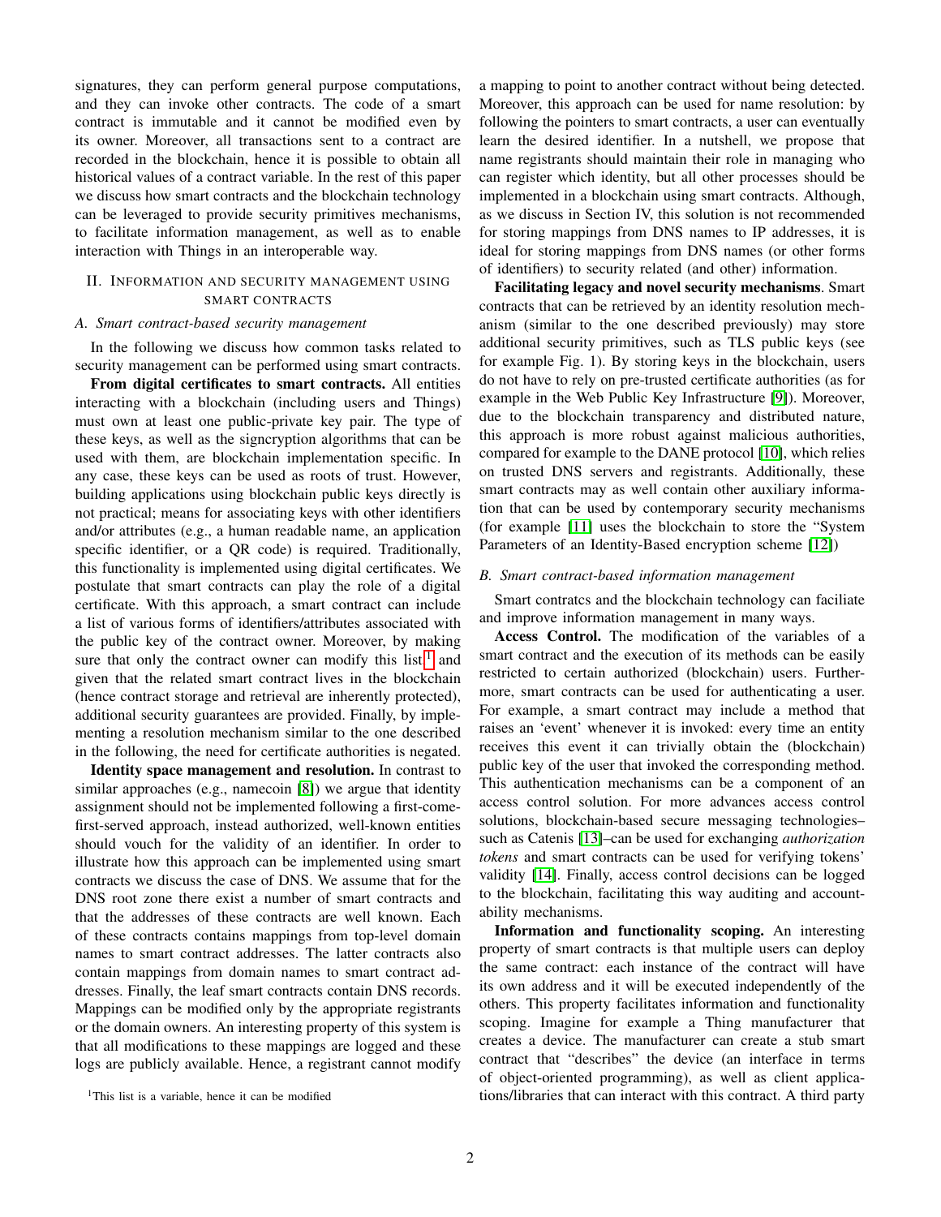signatures, they can perform general purpose computations, and they can invoke other contracts. The code of a smart contract is immutable and it cannot be modified even by its owner. Moreover, all transactions sent to a contract are recorded in the blockchain, hence it is possible to obtain all historical values of a contract variable. In the rest of this paper we discuss how smart contracts and the blockchain technology can be leveraged to provide security primitives mechanisms, to facilitate information management, as well as to enable interaction with Things in an interoperable way.

## II. Information and security management using smart contracts

### A. Smart contract-based security management

In the following we discuss how common tasks related to security management can be performed using smart contracts.

**From digital certificates to smart contracts.** All entities interacting with a blockchain (including users and Things) must own at least one public-private key pair. The type of these keys, as well as the signcryption algorithms that can be used with them, are blockchain implementation specific. In any case, these keys can be used as roots of trust. However, building applications using blockchain public keys directly is not practical; means for associating keys with other identifiers and/or attributes (e.g., a human readable name, an application specific identifier, or a QR code) is required. Traditionally, this functionality is implemented using digital certificates. We postulate that smart contracts can play the role of a digital certificate. With this approach, a smart contract can include a list of various forms of identifiers/attributes associated with the public key of the contract owner. Moreover, by making sure that only the contract owner can modify this list[1] and given that the related smart contract lives in the blockchain (hence contract storage and retrieval are inherently protected), additional security guarantees are provided. Finally, by implementing a resolution mechanism similar to the one described in the following, the need for certificate authorities is negated.

**Identity space management and resolution.** In contrast to similar approaches (e.g., namecoin [8]) we argue that identity assignment should not be implemented following a first-come-first-served approach, instead authorized, well-known entities should vouch for the validity of an identifier. In order to illustrate how this approach can be implemented using smart contracts we discuss the case of DNS. We assume that for the DNS root zone there exist a number of smart contracts and that the addresses of these contracts are well known. Each of these contracts contains mappings from top-level domain names to smart contract addresses. The latter contracts also contain mappings from domain names to smart contract addresses. Finally, the leaf smart contracts contain DNS records. Mappings can be modified only by the appropriate registrants or the domain owners. An interesting property of this system is that all modifications to these mappings are logged and these logs are publicly available. Hence, a registrant cannot modify a mapping to point to another contract without being detected. Moreover, this approach can be used for name resolution: by following the pointers to smart contracts, a user can eventually learn the desired identifier. In a nutshell, we propose that name registrants should maintain their role in managing who can register which identity, but all other processes should be implemented in a blockchain using smart contracts. Although, as we discuss in Section IV, this solution is not recommended for storing mappings from DNS names to IP addresses, it is ideal for storing mappings from DNS names (or other forms of identifiers) to security related (and other) information.

**Facilitating legacy and novel security mechanisms.** Smart contracts that can be retrieved by an identity resolution mechanism (similar to the one described previously) may store additional security primitives, such as TLS public keys (see for example Fig. 1). By storing keys in the blockchain, users do not have to rely on pre-trusted certificate authorities (as for example in the Web Public Key Infrastructure [9]). Moreover, due to the blockchain transparency and distributed nature, this approach is more robust against malicious authorities, compared for example to the DANE protocol [10], which relies on trusted DNS servers and registrants. Additionally, these smart contracts may as well contain other auxiliary information that can be used by contemporary security mechanisms (for example [11] uses the blockchain to store the "System Parameters of an Identity-Based encryption scheme [12])

### B. Smart contract-based information management

Smart contratcs and the blockchain technology can faciliate and improve information management in many ways.

**Access Control.** The modification of the variables of a smart contract and the execution of its methods can be easily restricted to certain authorized (blockchain) users. Furthermore, smart contracts can be used for authenticating a user. For example, a smart contract may include a method that raises an 'event' whenever it is invoked: every time an entity receives this event it can trivially obtain the (blockchain) public key of the user that invoked the corresponding method. This authentication mechanisms can be a component of an access control solution. For more advances access control solutions, blockchain-based secure messaging technologies–such as Catenis [13]–can be used for exchanging *authorization tokens* and smart contracts can be used for verifying tokens' validity [14]. Finally, access control decisions can be logged to the blockchain, facilitating this way auditing and accountability mechanisms.

**Information and functionality scoping.** An interesting property of smart contracts is that multiple users can deploy the same contract: each instance of the contract will have its own address and it will be executed independently of the others. This property facilitates information and functionality scoping. Imagine for example a Thing manufacturer that creates a device. The manufacturer can create a stub smart contract that "describes" the device (an interface in terms of object-oriented programming), as well as client applications/libraries that can interact with this contract. A third party

[1] This list is a variable, hence it can be modified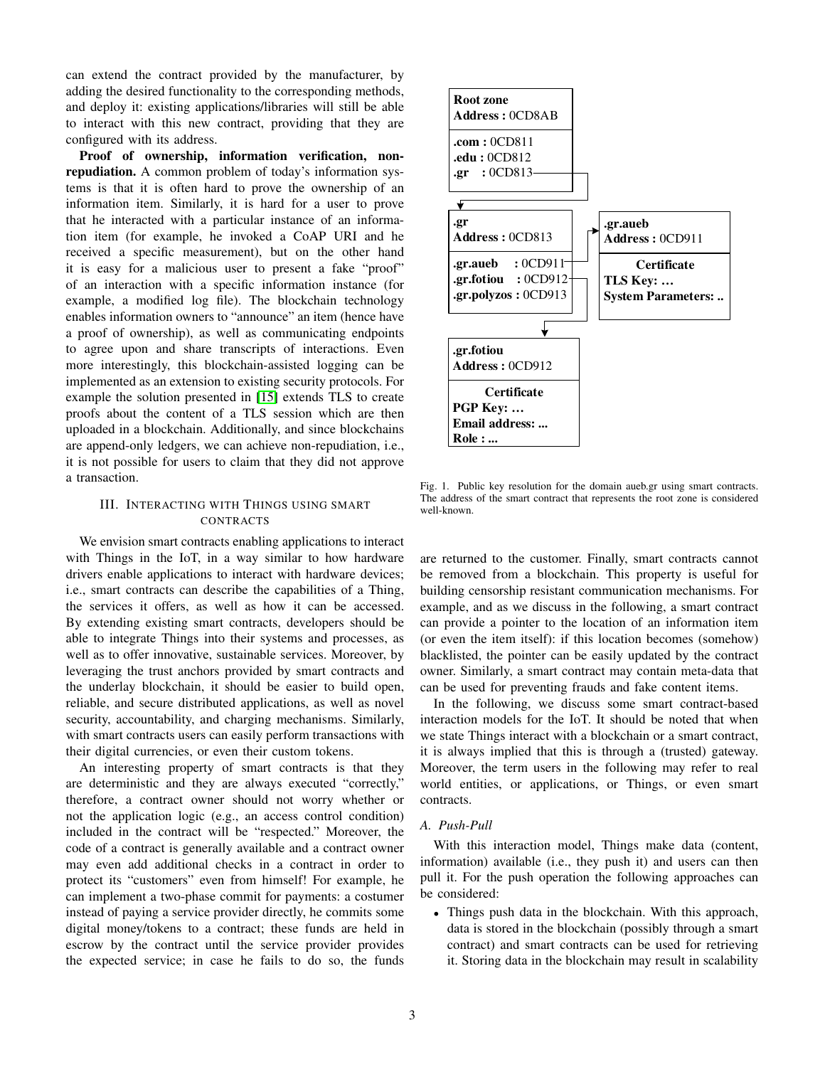can extend the contract provided by the manufacturer, by adding the desired functionality to the corresponding methods, and deploy it: existing applications/libraries will still be able to interact with this new contract, providing that they are configured with its address.

**Proof of ownership, information verification, non-repudiation.** A common problem of today's information systems is that it is often hard to prove the ownership of an information item. Similarly, it is hard for a user to prove that he interacted with a particular instance of an information item (for example, he invoked a CoAP URI and he received a specific measurement), but on the other hand it is easy for a malicious user to present a fake "proof" of an interaction with a specific information instance (for example, a modified log file). The blockchain technology enables information owners to "announce" an item (hence have a proof of ownership), as well as communicating endpoints to agree upon and share transcripts of interactions. Even more interestingly, this blockchain-assisted logging can be implemented as an extension to existing security protocols. For example the solution presented in [15] extends TLS to create proofs about the content of a TLS session which are then uploaded in a blockchain. Additionally, and since blockchains are append-only ledgers, we can achieve non-repudiation, i.e., it is not possible for users to claim that they did not approve a transaction.

## III. Interacting with Things using smart contracts

We envision smart contracts enabling applications to interact with Things in the IoT, in a way similar to how hardware drivers enable applications to interact with hardware devices; i.e., smart contracts can describe the capabilities of a Thing, the services it offers, as well as how it can be accessed. By extending existing smart contracts, developers should be able to integrate Things into their systems and processes, as well as to offer innovative, sustainable services. Moreover, by leveraging the trust anchors provided by smart contracts and the underlay blockchain, it should be easier to build open, reliable, and secure distributed applications, as well as novel security, accountability, and charging mechanisms. Similarly, with smart contracts users can easily perform transactions with their digital currencies, or even their custom tokens.

An interesting property of smart contracts is that they are deterministic and they are always executed "correctly," therefore, a contract owner should not worry whether or not the application logic (e.g., an access control condition) included in the contract will be "respected." Moreover, the code of a contract is generally available and a contract owner may even add additional checks in a contract in order to protect its "customers" even from himself! For example, he can implement a two-phase commit for payments: a costumer instead of paying a service provider directly, he commits some digital money/tokens to a contract; these funds are held in escrow by the contract until the service provider provides the expected service; in case he fails to do so, the funds are returned to the customer. Finally, smart contracts cannot be removed from a blockchain. This property is useful for building censorship resistant communication mechanisms. For example, and as we discuss in the following, a smart contract can provide a pointer to the location of an information item (or even the item itself): if this location becomes (somehow) blacklisted, the pointer can be easily updated by the contract owner. Similarly, a smart contract may contain meta-data that can be used for preventing frauds and fake content items.

**Root zone**
**Address :** 0CD8AB
**.com :** 0CD811
**.edu :** 0CD812
**.gr :** 0CD813

**.gr**
**Address :** 0CD813
**.gr.aueb :** 0CD911
**.gr.fotiou :** 0CD912
**.gr.polyzos :** 0CD913

**.gr.aueb**
**Address :** 0CD911
**Certificate**
**TLS Key: …**
**System Parameters: ..**

**.gr.fotiou**
**Address :** 0CD912
**Certificate**
**PGP Key: …**
**Email address: ...**
**Role : ...**

Fig. 1. Public key resolution for the domain aueb.gr using smart contracts. The address of the smart contract that represents the root zone is considered well-known.

In the following, we discuss some smart contract-based interaction models for the IoT. It should be noted that when we state Things interact with a blockchain or a smart contract, it is always implied that this is through a (trusted) gateway. Moreover, the term users in the following may refer to real world entities, or applications, or Things, or even smart contracts.

### A. Push-Pull

With this interaction model, Things make data (content, information) available (i.e., they push it) and users can then pull it. For the push operation the following approaches can be considered:

- Things push data in the blockchain. With this approach, data is stored in the blockchain (possibly through a smart contract) and smart contracts can be used for retrieving it. Storing data in the blockchain may result in scalability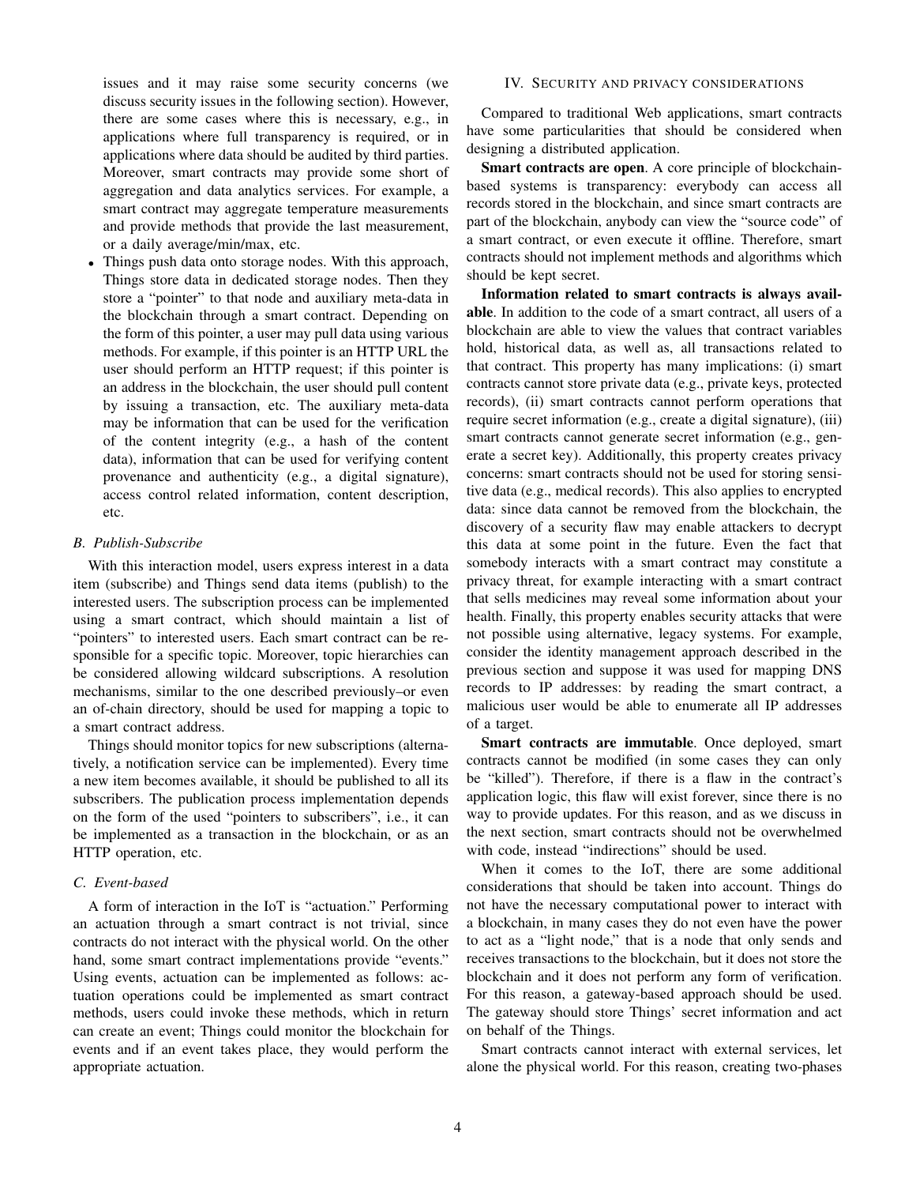issues and it may raise some security concerns (we discuss security issues in the following section). However, there are some cases where this is necessary, e.g., in applications where full transparency is required, or in applications where data should be audited by third parties. Moreover, smart contracts may provide some short of aggregation and data analytics services. For example, a smart contract may aggregate temperature measurements and provide methods that provide the last measurement, or a daily average/min/max, etc.

- Things push data onto storage nodes. With this approach, Things store data in dedicated storage nodes. Then they store a "pointer" to that node and auxiliary meta-data in the blockchain through a smart contract. Depending on the form of this pointer, a user may pull data using various methods. For example, if this pointer is an HTTP URL the user should perform an HTTP request; if this pointer is an address in the blockchain, the user should pull content by issuing a transaction, etc. The auxiliary meta-data may be information that can be used for the verification of the content integrity (e.g., a hash of the content data), information that can be used for verifying content provenance and authenticity (e.g., a digital signature), access control related information, content description, etc.

### *B. Publish-Subscribe*

With this interaction model, users express interest in a data item (subscribe) and Things send data items (publish) to the interested users. The subscription process can be implemented using a smart contract, which should maintain a list of "pointers" to interested users. Each smart contract can be responsible for a specific topic. Moreover, topic hierarchies can be considered allowing wildcard subscriptions. A resolution mechanisms, similar to the one described previously–or even an of-chain directory, should be used for mapping a topic to a smart contract address.

Things should monitor topics for new subscriptions (alternatively, a notification service can be implemented). Every time a new item becomes available, it should be published to all its subscribers. The publication process implementation depends on the form of the used "pointers to subscribers", i.e., it can be implemented as a transaction in the blockchain, or as an HTTP operation, etc.

### *C. Event-based*

A form of interaction in the IoT is "actuation." Performing an actuation through a smart contract is not trivial, since contracts do not interact with the physical world. On the other hand, some smart contract implementations provide "events." Using events, actuation can be implemented as follows: actuation operations could be implemented as smart contract methods, users could invoke these methods, which in return can create an event; Things could monitor the blockchain for events and if an event takes place, they would perform the appropriate actuation.

## IV. Security and privacy considerations

Compared to traditional Web applications, smart contracts have some particularities that should be considered when designing a distributed application.

**Smart contracts are open**. A core principle of blockchain-based systems is transparency: everybody can access all records stored in the blockchain, and since smart contracts are part of the blockchain, anybody can view the "source code" of a smart contract, or even execute it offline. Therefore, smart contracts should not implement methods and algorithms which should be kept secret.

**Information related to smart contracts is always available**. In addition to the code of a smart contract, all users of a blockchain are able to view the values that contract variables hold, historical data, as well as, all transactions related to that contract. This property has many implications: (i) smart contracts cannot store private data (e.g., private keys, protected records), (ii) smart contracts cannot perform operations that require secret information (e.g., create a digital signature), (iii) smart contracts cannot generate secret information (e.g., generate a secret key). Additionally, this property creates privacy concerns: smart contracts should not be used for storing sensitive data (e.g., medical records). This also applies to encrypted data: since data cannot be removed from the blockchain, the discovery of a security flaw may enable attackers to decrypt this data at some point in the future. Even the fact that somebody interacts with a smart contract may constitute a privacy threat, for example interacting with a smart contract that sells medicines may reveal some information about your health. Finally, this property enables security attacks that were not possible using alternative, legacy systems. For example, consider the identity management approach described in the previous section and suppose it was used for mapping DNS records to IP addresses: by reading the smart contract, a malicious user would be able to enumerate all IP addresses of a target.

**Smart contracts are immutable**. Once deployed, smart contracts cannot be modified (in some cases they can only be "killed"). Therefore, if there is a flaw in the contract's application logic, this flaw will exist forever, since there is no way to provide updates. For this reason, and as we discuss in the next section, smart contracts should not be overwhelmed with code, instead "indirections" should be used.

When it comes to the IoT, there are some additional considerations that should be taken into account. Things do not have the necessary computational power to interact with a blockchain, in many cases they do not even have the power to act as a "light node," that is a node that only sends and receives transactions to the blockchain, but it does not store the blockchain and it does not perform any form of verification. For this reason, a gateway-based approach should be used. The gateway should store Things' secret information and act on behalf of the Things.

Smart contracts cannot interact with external services, let alone the physical world. For this reason, creating two-phases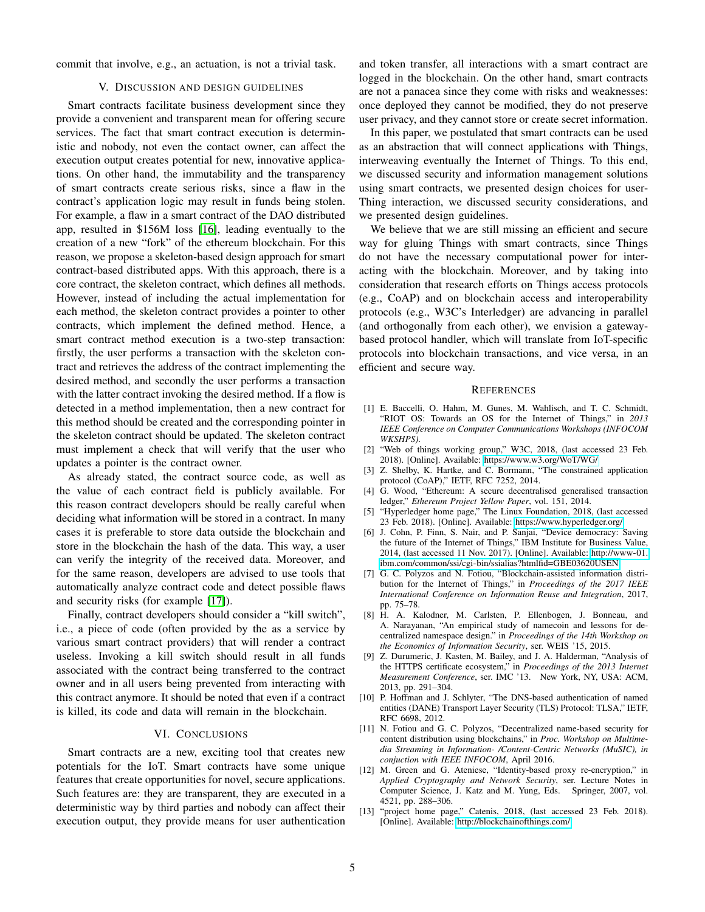commit that involve, e.g., an actuation, is not a trivial task.

## V. Discussion and design guidelines

Smart contracts facilitate business development since they provide a convenient and transparent mean for offering secure services. The fact that smart contract execution is deterministic and nobody, not even the contact owner, can affect the execution output creates potential for new, innovative applications. On other hand, the immutability and the transparency of smart contracts create serious risks, since a flaw in the contract's application logic may result in funds being stolen. For example, a flaw in a smart contract of the DAO distributed app, resulted in $156M loss [16], leading eventually to the creation of a new "fork" of the ethereum blockchain. For this reason, we propose a skeleton-based design approach for smart contract-based distributed apps. With this approach, there is a core contract, the skeleton contract, which defines all methods. However, instead of including the actual implementation for each method, the skeleton contract provides a pointer to other contracts, which implement the defined method. Hence, a smart contract method execution is a two-step transaction: firstly, the user performs a transaction with the skeleton contract and retrieves the address of the contract implementing the desired method, and secondly the user performs a transaction with the latter contract invoking the desired method. If a flow is detected in a method implementation, then a new contract for this method should be created and the corresponding pointer in the skeleton contract should be updated. The skeleton contract must implement a check that will verify that the user who updates a pointer is the contract owner.

As already stated, the contract source code, as well as the value of each contract field is publicly available. For this reason contract developers should be really careful when deciding what information will be stored in a contract. In many cases it is preferable to store data outside the blockchain and store in the blockchain the hash of the data. This way, a user can verify the integrity of the received data. Moreover, and for the same reason, developers are advised to use tools that automatically analyze contract code and detect possible flaws and security risks (for example [17]).

Finally, contract developers should consider a "kill switch", i.e., a piece of code (often provided by the as a service by various smart contract providers) that will render a contract useless. Invoking a kill switch should result in all funds associated with the contract being transferred to the contract owner and in all users being prevented from interacting with this contract anymore. It should be noted that even if a contract is killed, its code and data will remain in the blockchain.

## VI. Conclusions

Smart contracts are a new, exciting tool that creates new potentials for the IoT. Smart contracts have some unique features that create opportunities for novel, secure applications. Such features are: they are transparent, they are executed in a deterministic way by third parties and nobody can affect their execution output, they provide means for user authentication and token transfer, all interactions with a smart contract are logged in the blockchain. On the other hand, smart contracts are not a panacea since they come with risks and weaknesses: once deployed they cannot be modified, they do not preserve user privacy, and they cannot store or create secret information.

In this paper, we postulated that smart contracts can be used as an abstraction that will connect applications with Things, interweaving eventually the Internet of Things. To this end, we discussed security and information management solutions using smart contracts, we presented design choices for user-Thing interaction, we discussed security considerations, and we presented design guidelines.

We believe that we are still missing an efficient and secure way for gluing Things with smart contracts, since Things do not have the necessary computational power for interacting with the blockchain. Moreover, and by taking into consideration that research efforts on Things access protocols (e.g., CoAP) and on blockchain access and interoperability protocols (e.g., W3C's Interledger) are advancing in parallel (and orthogonally from each other), we envision a gateway-based protocol handler, which will translate from IoT-specific protocols into blockchain transactions, and vice versa, in an efficient and secure way.

## References

[1] E. Baccelli, O. Hahm, M. Gunes, M. Wahlisch, and T. C. Schmidt, "RIOT OS: Towards an OS for the Internet of Things," in *2013 IEEE Conference on Computer Communications Workshops (INFOCOM WKSHPS)*.

[2] "Web of things working group," W3C, 2018, (last accessed 23 Feb. 2018). [Online]. Available: https://www.w3.org/WoT/WG/

[3] Z. Shelby, K. Hartke, and C. Bormann, "The constrained application protocol (CoAP)," IETF, RFC 7252, 2014.

[4] G. Wood, "Ethereum: A secure decentralised generalised transaction ledger," *Ethereum Project Yellow Paper*, vol. 151, 2014.

[5] "Hyperledger home page," The Linux Foundation, 2018, (last accessed 23 Feb. 2018). [Online]. Available: https://www.hyperledger.org/

[6] J. Cohn, P. Finn, S. Nair, and P. Sanjai, "Device democracy: Saving the future of the Internet of Things," IBM Institute for Business Value, 2014, (last accessed 11 Nov. 2017). [Online]. Available: http://www-01.ibm.com/common/ssi/cgi-bin/ssialias?htmlfid=GBE03620USEN

[7] G. C. Polyzos and N. Fotiou, "Blockchain-assisted information distribution for the Internet of Things," in *Proceedings of the 2017 IEEE International Conference on Information Reuse and Integration*, 2017, pp. 75–78.

[8] H. A. Kalodner, M. Carlsten, P. Ellenbogen, J. Bonneau, and A. Narayanan, "An empirical study of namecoin and lessons for decentralized namespace design." in *Proceedings of the 14th Workshop on the Economics of Information Security*, ser. WEIS '15, 2015.

[9] Z. Durumeric, J. Kasten, M. Bailey, and J. A. Halderman, "Analysis of the HTTPS certificate ecosystem," in *Proceedings of the 2013 Internet Measurement Conference*, ser. IMC '13. New York, NY, USA: ACM, 2013, pp. 291–304.

[10] P. Hoffman and J. Schlyter, "The DNS-based authentication of named entities (DANE) Transport Layer Security (TLS) Protocol: TLSA," IETF, RFC 6698, 2012.

[11] N. Fotiou and G. C. Polyzos, "Decentralized name-based security for content distribution using blockchains," in *Proc. Workshop on Multimedia Streaming in Information- /Content-Centric Networks (MuSIC), in conjuction with IEEE INFOCOM*, April 2016.

[12] M. Green and G. Ateniese, "Identity-based proxy re-encryption," in *Applied Cryptography and Network Security*, ser. Lecture Notes in Computer Science, J. Katz and M. Yung, Eds. Springer, 2007, vol. 4521, pp. 288–306.

[13] "project home page," Catenis, 2018, (last accessed 23 Feb. 2018). [Online]. Available: http://blockchainofthings.com/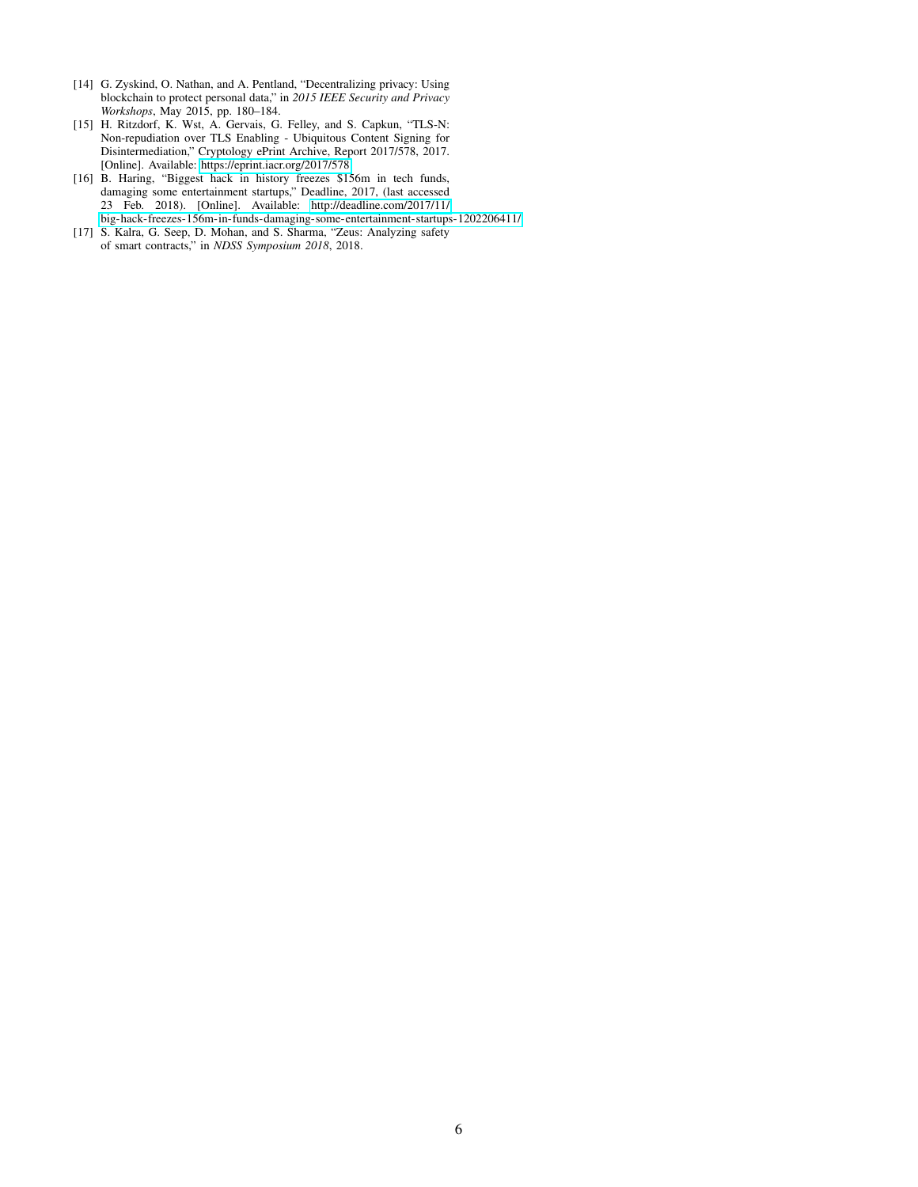[14] G. Zyskind, O. Nathan, and A. Pentland, "Decentralizing privacy: Using blockchain to protect personal data," in *2015 IEEE Security and Privacy Workshops*, May 2015, pp. 180–184.

[15] H. Ritzdorf, K. Wst, A. Gervais, G. Felley, and S. Capkun, "TLS-N: Non-repudiation over TLS Enabling - Ubiquitous Content Signing for Disintermediation," Cryptology ePrint Archive, Report 2017/578, 2017. [Online]. Available: https://eprint.iacr.org/2017/578

[16] B. Haring, "Biggest hack in history freezes $156m in tech funds, damaging some entertainment startups," Deadline, 2017, (last accessed 23 Feb. 2018). [Online]. Available: http://deadline.com/2017/11/big-hack-freezes-156m-in-funds-damaging-some-entertainment-startups-1202206411/

[17] S. Kalra, G. Seep, D. Mohan, and S. Sharma, "Zeus: Analyzing safety of smart contracts," in *NDSS Symposium 2018*, 2018.